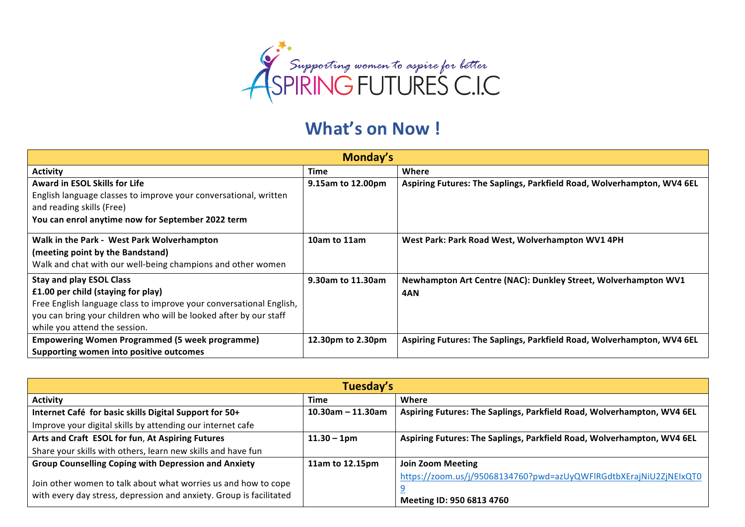Supporting women to aspire for better

ASPIRING FUTURES C.I.C

# What's on Now !

| Monday's | | |
|---|---|---|
| **Activity** | **Time** | **Where** |
| **Award in ESOL Skills for Life**<br>English language classes to improve your conversational, written and reading skills (Free)<br>**You can enrol anytime now for September 2022 term** | **9.15am to 12.00pm** | **Aspiring Futures: The Saplings, Parkfield Road, Wolverhampton, WV4 6EL** |
| **Walk in the Park - West Park Wolverhampton (meeting point by the Bandstand)**<br>Walk and chat with our well-being champions and other women | **10am to 11am** | **West Park: Park Road West, Wolverhampton WV1 4PH** |
| **Stay and play ESOL Class**<br>**£1.00 per child (staying for play)**<br>Free English language class to improve your conversational English, you can bring your children who will be looked after by our staff while you attend the session. | **9.30am to 11.30am** | **Newhampton Art Centre (NAC): Dunkley Street, Wolverhampton WV1 4AN** |
| **Empowering Women Programmed (5 week programme)**<br>**Supporting women into positive outcomes** | **12.30pm to 2.30pm** | **Aspiring Futures: The Saplings, Parkfield Road, Wolverhampton, WV4 6EL** |

| Tuesday's | | |
|---|---|---|
| **Activity** | **Time** | **Where** |
| **Internet Café for basic skills Digital Support for 50+**<br>Improve your digital skills by attending our internet cafe | **10.30am – 11.30am** | **Aspiring Futures: The Saplings, Parkfield Road, Wolverhampton, WV4 6EL** |
| **Arts and Craft ESOL for fun, At Aspiring Futures**<br>Share your skills with others, learn new skills and have fun | **11.30 – 1pm** | **Aspiring Futures: The Saplings, Parkfield Road, Wolverhampton, WV4 6EL** |
| **Group Counselling Coping with Depression and Anxiety**<br>Join other women to talk about what worries us and how to cope with every day stress, depression and anxiety. Group is facilitated | **11am to 12.15pm** | **Join Zoom Meeting**<br>https://zoom.us/j/95068134760?pwd=azUyQWFlRGdtbXErajNiU2ZjNEIxQT09<br>**Meeting ID: 950 6813 4760** |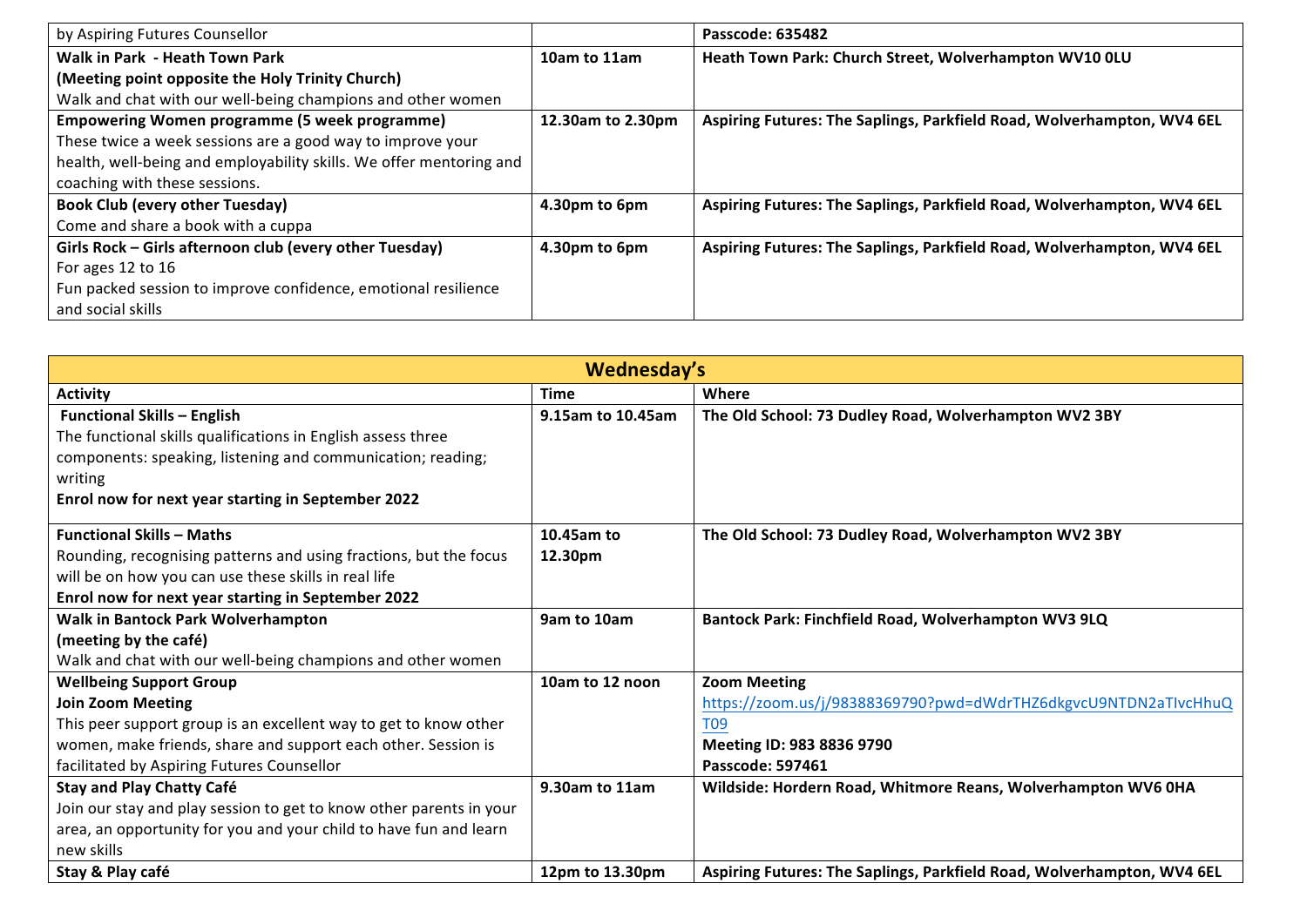| | | |
|---|---|---|
| by Aspiring Futures Counsellor | | **Passcode: 635482** |
| **Walk in Park - Heath Town Park**<br>**(Meeting point opposite the Holy Trinity Church)**<br>Walk and chat with our well-being champions and other women | **10am to 11am** | **Heath Town Park: Church Street, Wolverhampton WV10 0LU** |
| **Empowering Women programme (5 week programme)**<br>These twice a week sessions are a good way to improve your health, well-being and employability skills. We offer mentoring and coaching with these sessions. | **12.30am to 2.30pm** | **Aspiring Futures: The Saplings, Parkfield Road, Wolverhampton, WV4 6EL** |
| **Book Club (every other Tuesday)**<br>Come and share a book with a cuppa | **4.30pm to 6pm** | **Aspiring Futures: The Saplings, Parkfield Road, Wolverhampton, WV4 6EL** |
| **Girls Rock – Girls afternoon club (every other Tuesday)**<br>For ages 12 to 16<br>Fun packed session to improve confidence, emotional resilience and social skills | **4.30pm to 6pm** | **Aspiring Futures: The Saplings, Parkfield Road, Wolverhampton, WV4 6EL** |

## Wednesday's

| Activity | Time | Where |
|---|---|---|
| **Functional Skills – English**<br>The functional skills qualifications in English assess three components: speaking, listening and communication; reading; writing<br>**Enrol now for next year starting in September 2022** | **9.15am to 10.45am** | **The Old School: 73 Dudley Road, Wolverhampton WV2 3BY** |
| **Functional Skills – Maths**<br>Rounding, recognising patterns and using fractions, but the focus will be on how you can use these skills in real life<br>**Enrol now for next year starting in September 2022** | **10.45am to 12.30pm** | **The Old School: 73 Dudley Road, Wolverhampton WV2 3BY** |
| **Walk in Bantock Park Wolverhampton**<br>**(meeting by the café)**<br>Walk and chat with our well-being champions and other women | **9am to 10am** | **Bantock Park: Finchfield Road, Wolverhampton WV3 9LQ** |
| **Wellbeing Support Group**<br>**Join Zoom Meeting**<br>This peer support group is an excellent way to get to know other women, make friends, share and support each other. Session is facilitated by Aspiring Futures Counsellor | **10am to 12 noon** | **Zoom Meeting**<br>https://zoom.us/j/98388369790?pwd=dWdrTHZ6dkgvcU9NTDN2aTIvcHhuQT09<br>**Meeting ID: 983 8836 9790**<br>**Passcode: 597461** |
| **Stay and Play Chatty Café**<br>Join our stay and play session to get to know other parents in your area, an opportunity for you and your child to have fun and learn new skills | **9.30am to 11am** | **Wildside: Hordern Road, Whitmore Reans, Wolverhampton WV6 0HA** |
| **Stay & Play café** | **12pm to 13.30pm** | **Aspiring Futures: The Saplings, Parkfield Road, Wolverhampton, WV4 6EL** |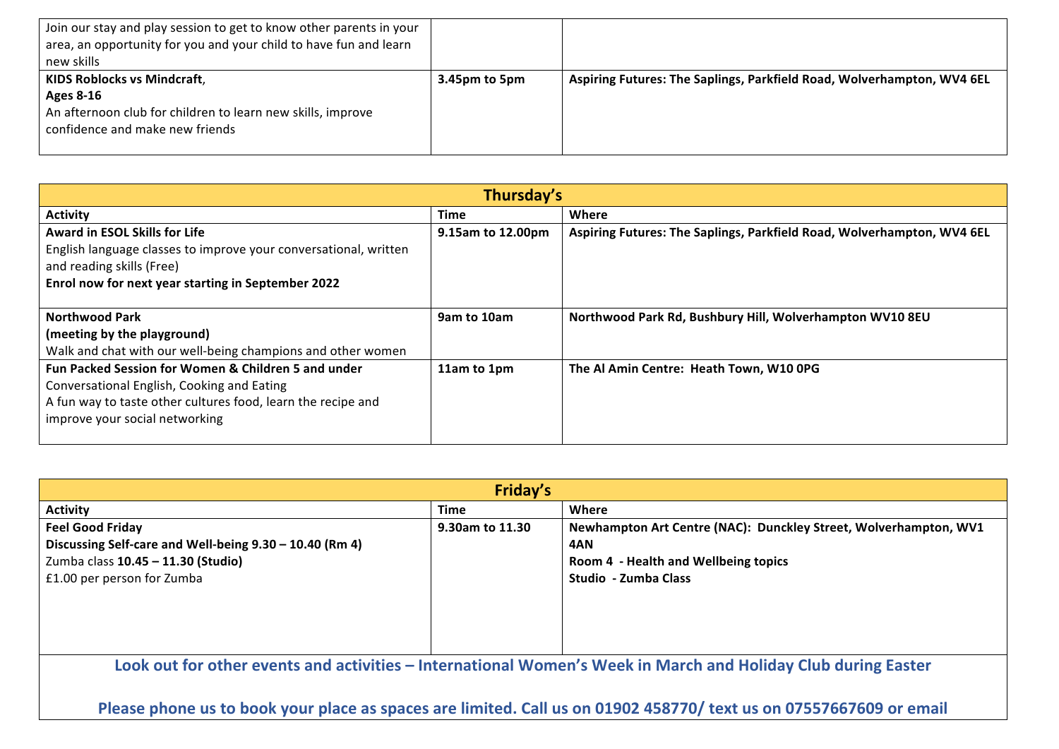| | | |
|---|---|---|
| Join our stay and play session to get to know other parents in your area, an opportunity for you and your child to have fun and learn new skills | | |
| **KIDS Roblocks vs Mindcraft**, **Ages 8-16** An afternoon club for children to learn new skills, improve confidence and make new friends | **3.45pm to 5pm** | **Aspiring Futures: The Saplings, Parkfield Road, Wolverhampton, WV4 6EL** |

| **Thursday's** | | |
|---|---|---|
| **Activity** | **Time** | **Where** |
| **Award in ESOL Skills for Life** English language classes to improve your conversational, written and reading skills (Free) **Enrol now for next year starting in September 2022** | **9.15am to 12.00pm** | **Aspiring Futures: The Saplings, Parkfield Road, Wolverhampton, WV4 6EL** |
| **Northwood Park (meeting by the playground)** Walk and chat with our well-being champions and other women | **9am to 10am** | **Northwood Park Rd, Bushbury Hill, Wolverhampton WV10 8EU** |
| **Fun Packed Session for Women & Children 5 and under** Conversational English, Cooking and Eating A fun way to taste other cultures food, learn the recipe and improve your social networking | **11am to 1pm** | **The Al Amin Centre: Heath Town, W10 0PG** |

| **Friday's** | | |
|---|---|---|
| **Activity** | **Time** | **Where** |
| **Feel Good Friday** **Discussing Self-care and Well-being 9.30 – 10.40 (Rm 4)** Zumba class **10.45 – 11.30 (Studio)** £1.00 per person for Zumba | **9.30am to 11.30** | **Newhampton Art Centre (NAC): Dunckley Street, Wolverhampton, WV1 4AN** **Room 4 - Health and Wellbeing topics** **Studio - Zumba Class** |

**Look out for other events and activities – International Women's Week in March and Holiday Club during Easter**

**Please phone us to book your place as spaces are limited. Call us on 01902 458770/ text us on 07557667609 or email**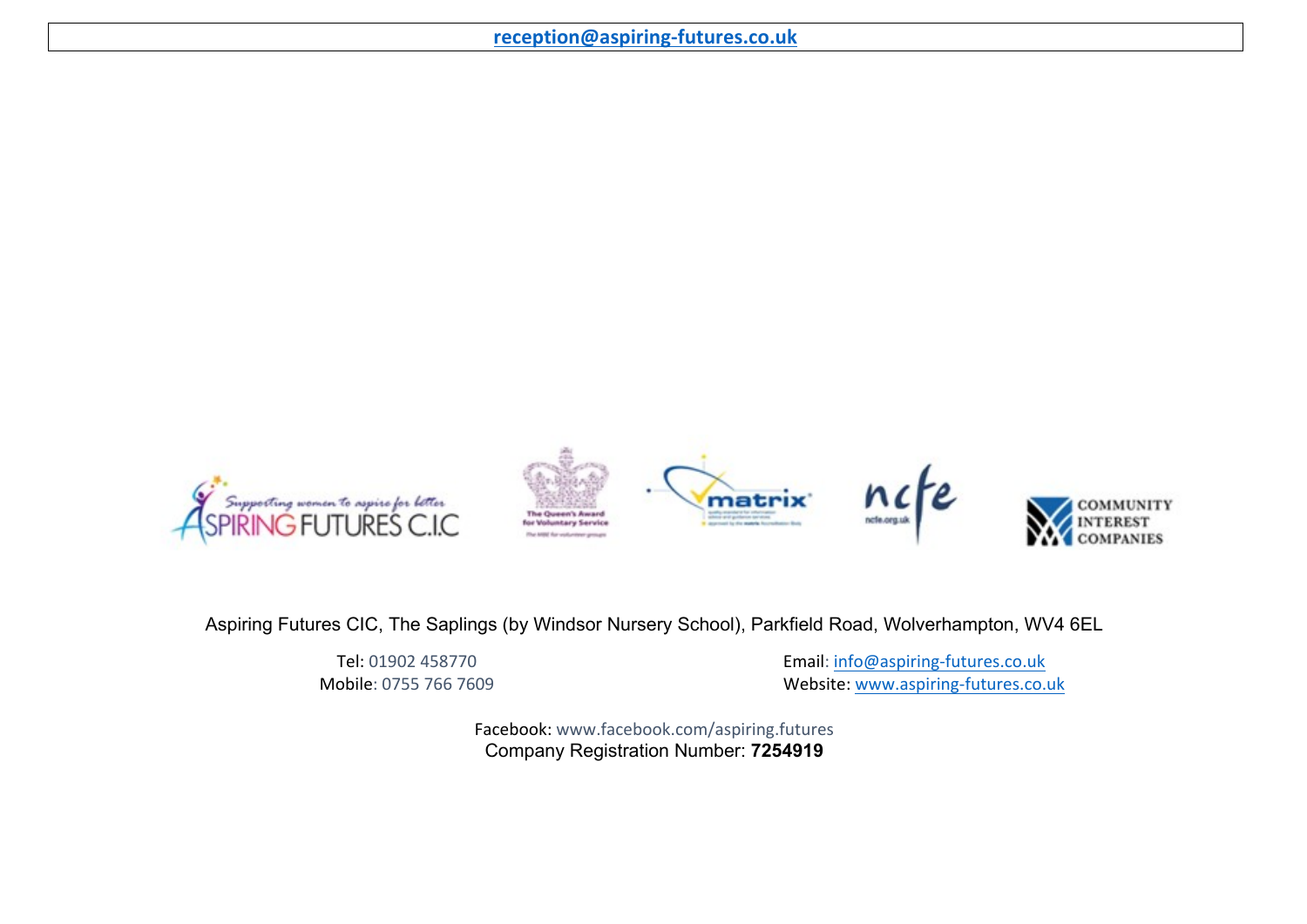reception@aspiring-futures.co.uk

Aspiring Futures CIC, The Saplings (by Windsor Nursery School), Parkfield Road, Wolverhampton, WV4 6EL

Tel: 01902 458770
Mobile: 0755 766 7609

Email: info@aspiring-futures.co.uk
Website: www.aspiring-futures.co.uk

Facebook: www.facebook.com/aspiring.futures
Company Registration Number: **7254919**